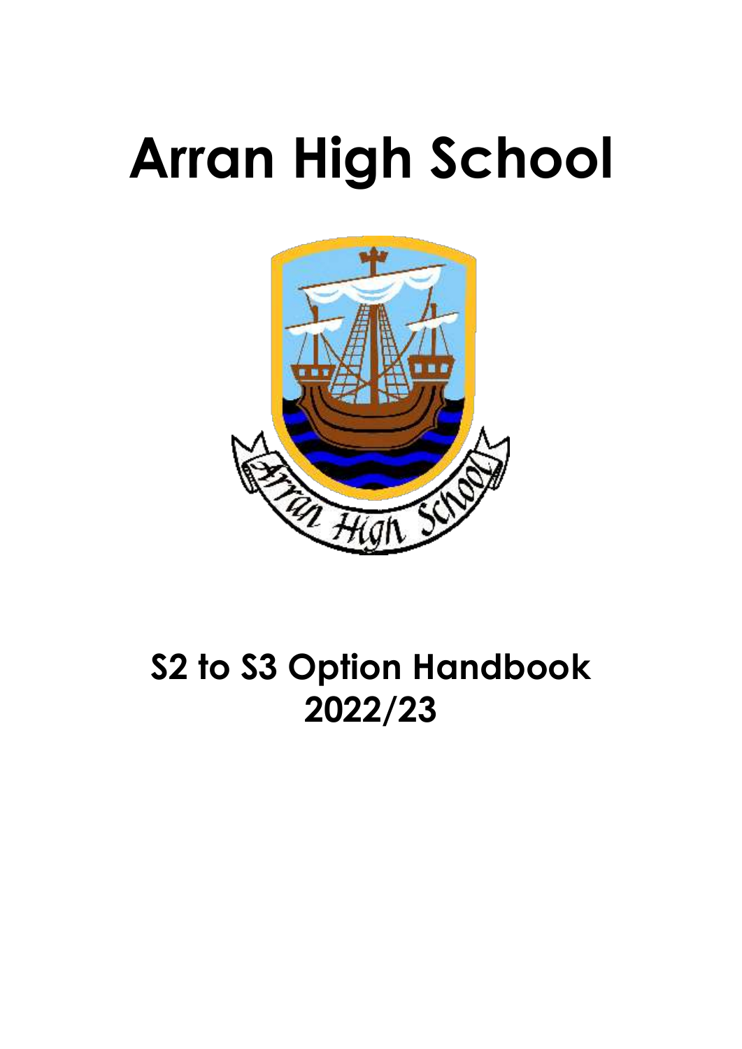# Arran High School

## S2 to S3 Option Handbook 2022/23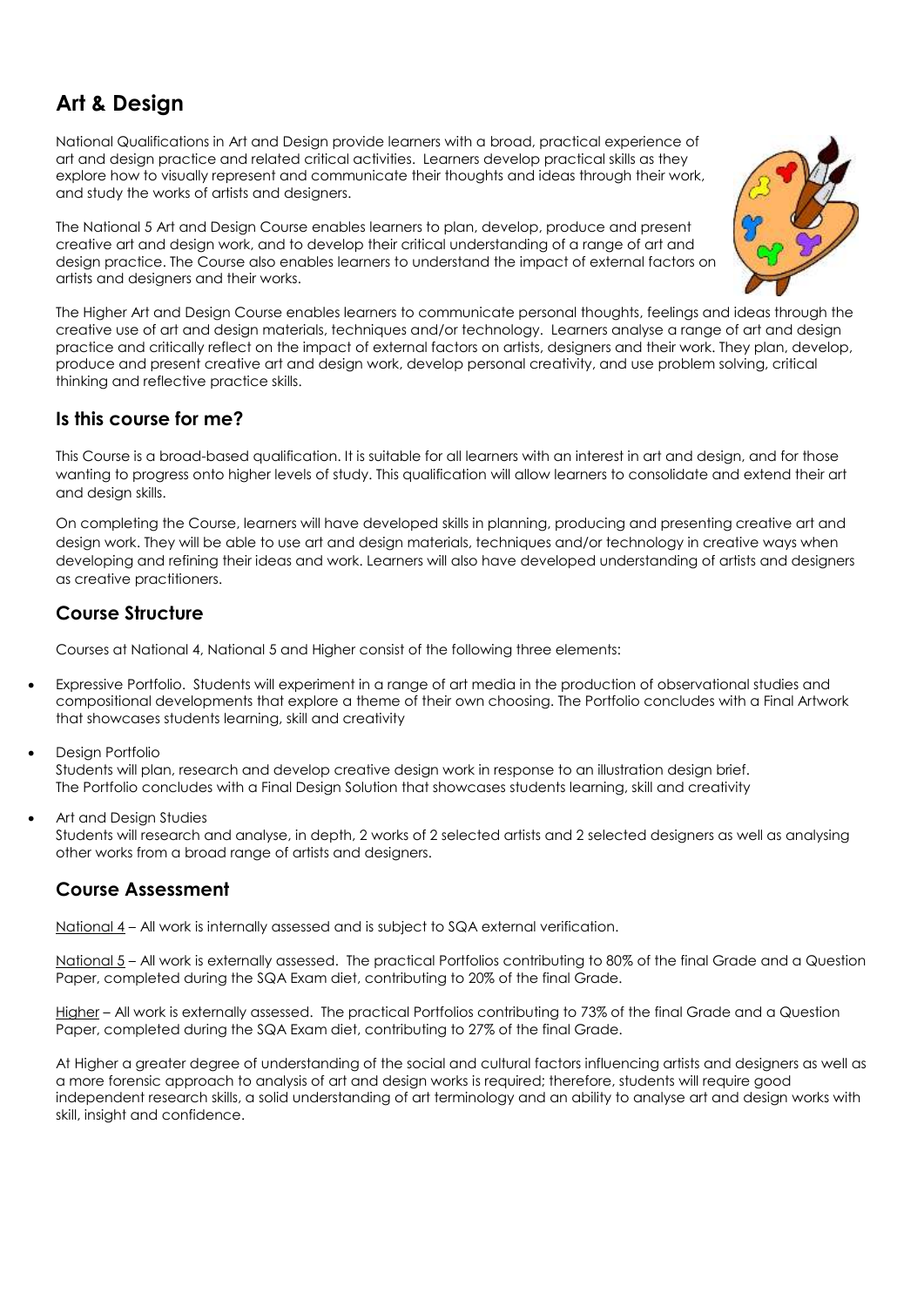# Art & Design

National Qualifications in Art and Design provide learners with a broad, practical experience of art and design practice and related critical activities. Learners develop practical skills as they explore how to visually represent and communicate their thoughts and ideas through their work, and study the works of artists and designers.

The National 5 Art and Design Course enables learners to plan, develop, produce and present creative art and design work, and to develop their critical understanding of a range of art and design practice. The Course also enables learners to understand the impact of external factors on artists and designers and their works.

The Higher Art and Design Course enables learners to communicate personal thoughts, feelings and ideas through the creative use of art and design materials, techniques and/or technology. Learners analyse a range of art and design practice and critically reflect on the impact of external factors on artists, designers and their work. They plan, develop, produce and present creative art and design work, develop personal creativity, and use problem solving, critical thinking and reflective practice skills.

## Is this course for me?

This Course is a broad-based qualification. It is suitable for all learners with an interest in art and design, and for those wanting to progress onto higher levels of study. This qualification will allow learners to consolidate and extend their art and design skills.

On completing the Course, learners will have developed skills in planning, producing and presenting creative art and design work. They will be able to use art and design materials, techniques and/or technology in creative ways when developing and refining their ideas and work. Learners will also have developed understanding of artists and designers as creative practitioners.

## Course Structure

Courses at National 4, National 5 and Higher consist of the following three elements:

- Expressive Portfolio. Students will experiment in a range of art media in the production of observational studies and compositional developments that explore a theme of their own choosing. The Portfolio concludes with a Final Artwork that showcases students learning, skill and creativity
- Design Portfolio
  Students will plan, research and develop creative design work in response to an illustration design brief. The Portfolio concludes with a Final Design Solution that showcases students learning, skill and creativity
- Art and Design Studies
  Students will research and analyse, in depth, 2 works of 2 selected artists and 2 selected designers as well as analysing other works from a broad range of artists and designers.

## Course Assessment

National 4 – All work is internally assessed and is subject to SQA external verification.

National 5 – All work is externally assessed. The practical Portfolios contributing to 80% of the final Grade and a Question Paper, completed during the SQA Exam diet, contributing to 20% of the final Grade.

Higher – All work is externally assessed. The practical Portfolios contributing to 73% of the final Grade and a Question Paper, completed during the SQA Exam diet, contributing to 27% of the final Grade.

At Higher a greater degree of understanding of the social and cultural factors influencing artists and designers as well as a more forensic approach to analysis of art and design works is required; therefore, students will require good independent research skills, a solid understanding of art terminology and an ability to analyse art and design works with skill, insight and confidence.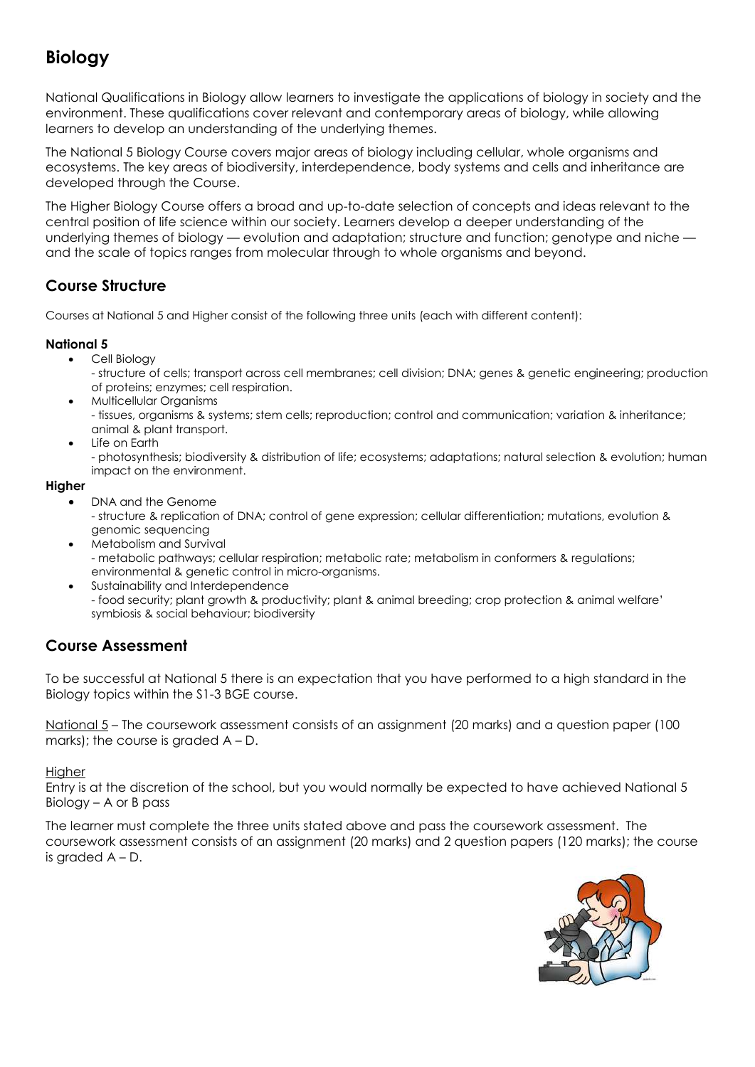# Biology

National Qualifications in Biology allow learners to investigate the applications of biology in society and the environment. These qualifications cover relevant and contemporary areas of biology, while allowing learners to develop an understanding of the underlying themes.

The National 5 Biology Course covers major areas of biology including cellular, whole organisms and ecosystems. The key areas of biodiversity, interdependence, body systems and cells and inheritance are developed through the Course.

The Higher Biology Course offers a broad and up-to-date selection of concepts and ideas relevant to the central position of life science within our society. Learners develop a deeper understanding of the underlying themes of biology — evolution and adaptation; structure and function; genotype and niche — and the scale of topics ranges from molecular through to whole organisms and beyond.

## Course Structure

Courses at National 5 and Higher consist of the following three units (each with different content):

**National 5**

- Cell Biology
  - structure of cells; transport across cell membranes; cell division; DNA; genes & genetic engineering; production of proteins; enzymes; cell respiration.
- Multicellular Organisms
  - tissues, organisms & systems; stem cells; reproduction; control and communication; variation & inheritance; animal & plant transport.
- Life on Earth
  - photosynthesis; biodiversity & distribution of life; ecosystems; adaptations; natural selection & evolution; human impact on the environment.

**Higher**

- DNA and the Genome
  - structure & replication of DNA; control of gene expression; cellular differentiation; mutations, evolution & genomic sequencing
- Metabolism and Survival
  - metabolic pathways; cellular respiration; metabolic rate; metabolism in conformers & regulations; environmental & genetic control in micro-organisms.
- Sustainability and Interdependence
  - food security; plant growth & productivity; plant & animal breeding; crop protection & animal welfare' symbiosis & social behaviour; biodiversity

## Course Assessment

To be successful at National 5 there is an expectation that you have performed to a high standard in the Biology topics within the S1-3 BGE course.

National 5 – The coursework assessment consists of an assignment (20 marks) and a question paper (100 marks); the course is graded A – D.

Higher

Entry is at the discretion of the school, but you would normally be expected to have achieved National 5 Biology – A or B pass

The learner must complete the three units stated above and pass the coursework assessment. The coursework assessment consists of an assignment (20 marks) and 2 question papers (120 marks); the course is graded A – D.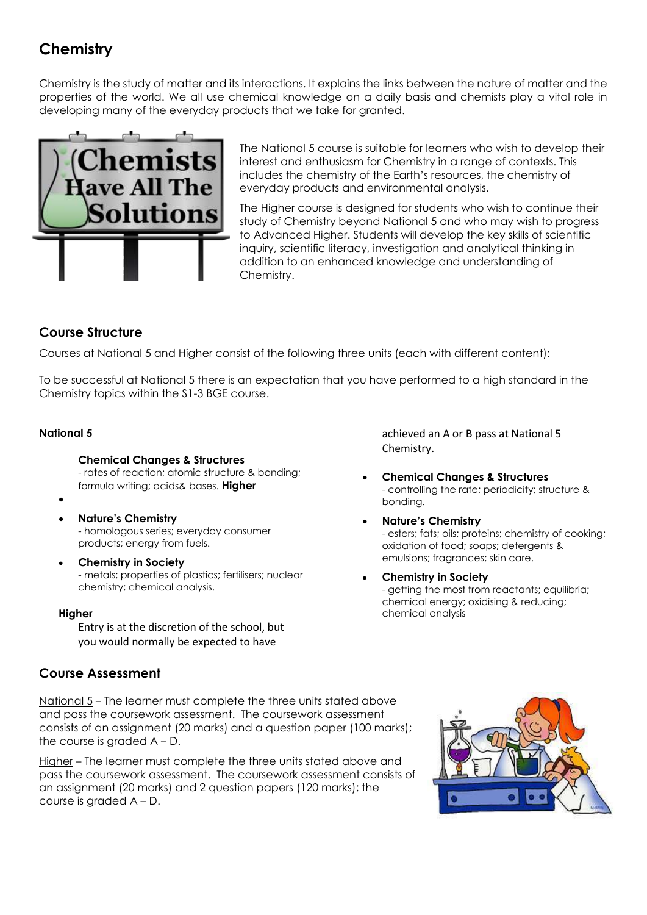# Chemistry

Chemistry is the study of matter and its interactions. It explains the links between the nature of matter and the properties of the world. We all use chemical knowledge on a daily basis and chemists play a vital role in developing many of the everyday products that we take for granted.

The National 5 course is suitable for learners who wish to develop their interest and enthusiasm for Chemistry in a range of contexts. This includes the chemistry of the Earth's resources, the chemistry of everyday products and environmental analysis.

The Higher course is designed for students who wish to continue their study of Chemistry beyond National 5 and who may wish to progress to Advanced Higher. Students will develop the key skills of scientific inquiry, scientific literacy, investigation and analytical thinking in addition to an enhanced knowledge and understanding of Chemistry.

## Course Structure

Courses at National 5 and Higher consist of the following three units (each with different content):

To be successful at National 5 there is an expectation that you have performed to a high standard in the Chemistry topics within the S1-3 BGE course.

**National 5**

- **Chemical Changes & Structures**
  - rates of reaction; atomic structure & bonding; formula writing; acids& bases.
- **Nature's Chemistry**
  - homologous series; everyday consumer products; energy from fuels.
- **Chemistry in Society**
  - metals; properties of plastics; fertilisers; nuclear chemistry; chemical analysis.

**Higher**

Entry is at the discretion of the school, but you would normally be expected to have achieved an A or B pass at National 5 Chemistry.

- **Chemical Changes & Structures**
  - controlling the rate; periodicity; structure & bonding.
- **Nature's Chemistry**
  - esters; fats; oils; proteins; chemistry of cooking; oxidation of food; soaps; detergents & emulsions; fragrances; skin care.
- **Chemistry in Society**
  - getting the most from reactants; equilibria; chemical energy; oxidising & reducing; chemical analysis

## Course Assessment

National 5 – The learner must complete the three units stated above and pass the coursework assessment. The coursework assessment consists of an assignment (20 marks) and a question paper (100 marks); the course is graded A – D.

Higher – The learner must complete the three units stated above and pass the coursework assessment. The coursework assessment consists of an assignment (20 marks) and 2 question papers (120 marks); the course is graded A – D.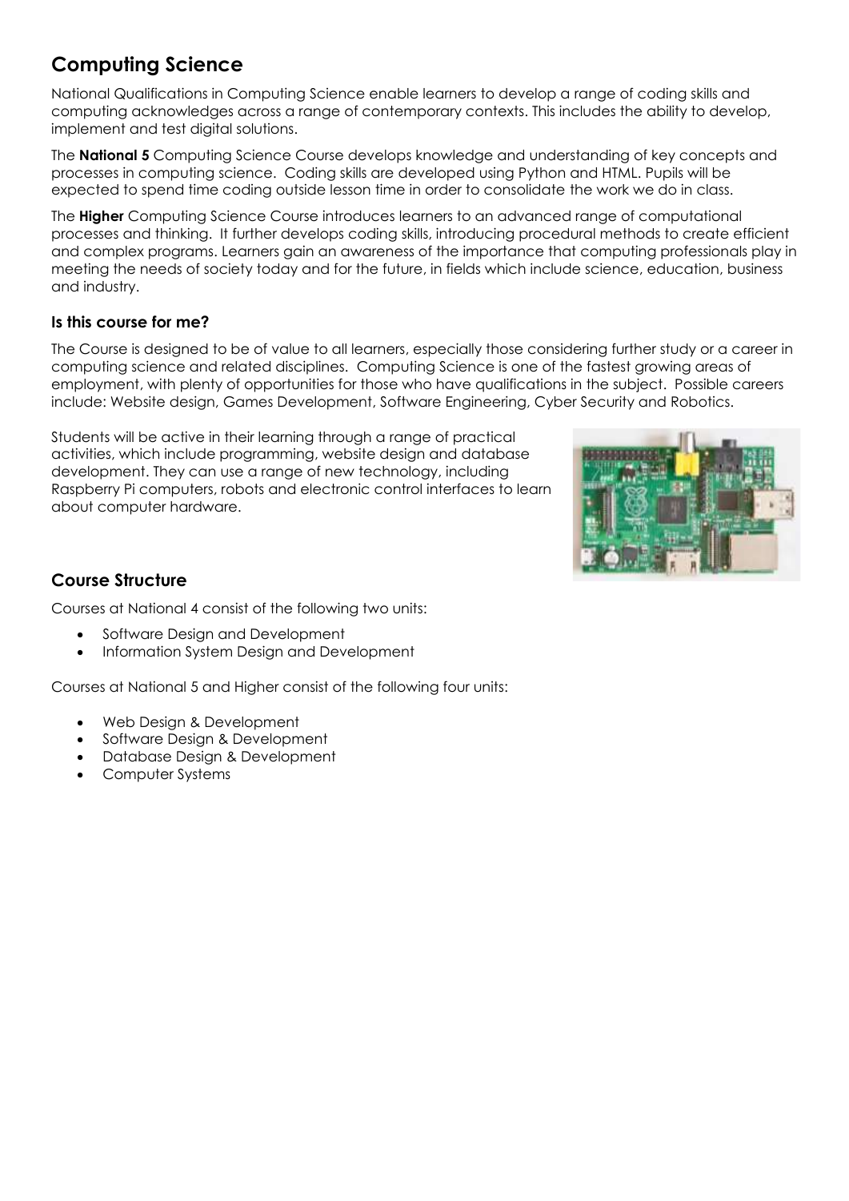# Computing Science

National Qualifications in Computing Science enable learners to develop a range of coding skills and computing acknowledges across a range of contemporary contexts. This includes the ability to develop, implement and test digital solutions.

The **National 5** Computing Science Course develops knowledge and understanding of key concepts and processes in computing science. Coding skills are developed using Python and HTML. Pupils will be expected to spend time coding outside lesson time in order to consolidate the work we do in class.

The **Higher** Computing Science Course introduces learners to an advanced range of computational processes and thinking. It further develops coding skills, introducing procedural methods to create efficient and complex programs. Learners gain an awareness of the importance that computing professionals play in meeting the needs of society today and for the future, in fields which include science, education, business and industry.

### Is this course for me?

The Course is designed to be of value to all learners, especially those considering further study or a career in computing science and related disciplines. Computing Science is one of the fastest growing areas of employment, with plenty of opportunities for those who have qualifications in the subject. Possible careers include: Website design, Games Development, Software Engineering, Cyber Security and Robotics.

Students will be active in their learning through a range of practical activities, which include programming, website design and database development. They can use a range of new technology, including Raspberry Pi computers, robots and electronic control interfaces to learn about computer hardware.

## Course Structure

Courses at National 4 consist of the following two units:

- Software Design and Development
- Information System Design and Development

Courses at National 5 and Higher consist of the following four units:

- Web Design & Development
- Software Design & Development
- Database Design & Development
- Computer Systems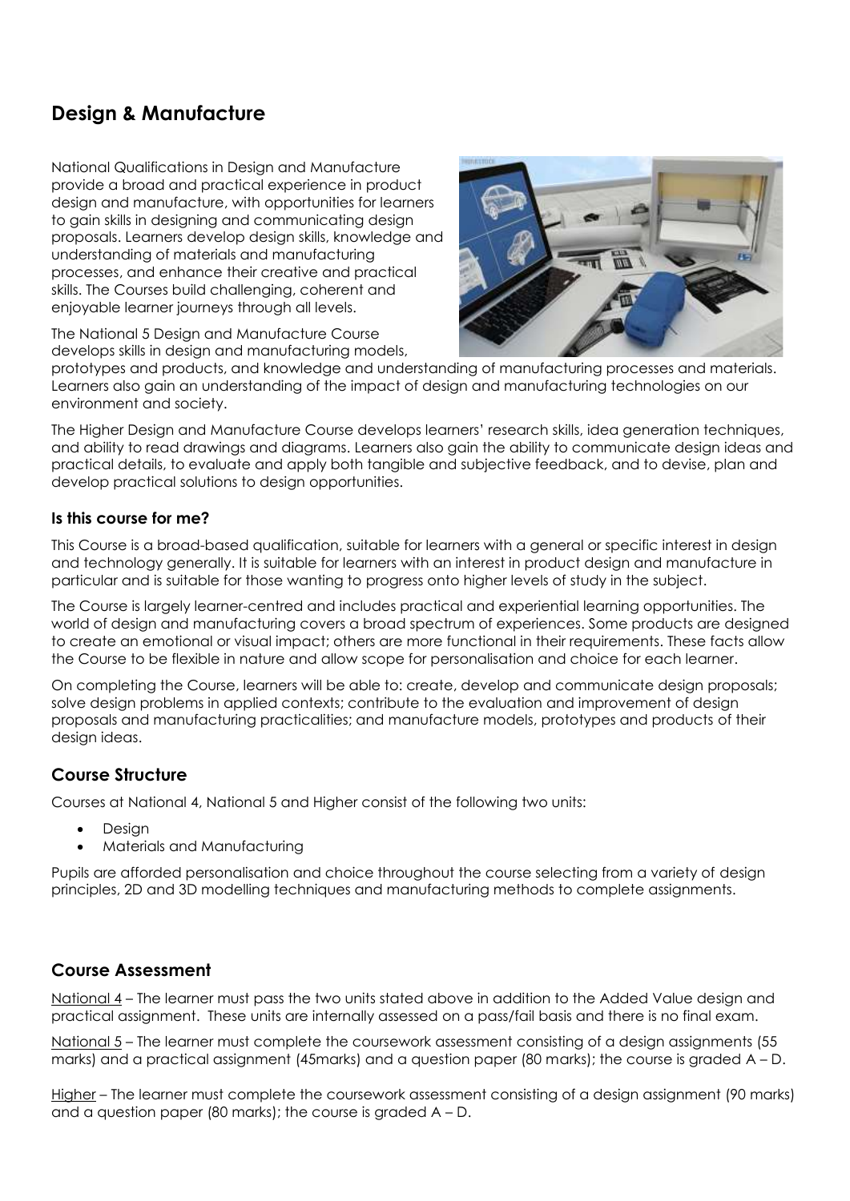## Design & Manufacture

National Qualifications in Design and Manufacture provide a broad and practical experience in product design and manufacture, with opportunities for learners to gain skills in designing and communicating design proposals. Learners develop design skills, knowledge and understanding of materials and manufacturing processes, and enhance their creative and practical skills. The Courses build challenging, coherent and enjoyable learner journeys through all levels.

The National 5 Design and Manufacture Course develops skills in design and manufacturing models, prototypes and products, and knowledge and understanding of manufacturing processes and materials. Learners also gain an understanding of the impact of design and manufacturing technologies on our environment and society.

The Higher Design and Manufacture Course develops learners' research skills, idea generation techniques, and ability to read drawings and diagrams. Learners also gain the ability to communicate design ideas and practical details, to evaluate and apply both tangible and subjective feedback, and to devise, plan and develop practical solutions to design opportunities.

### Is this course for me?

This Course is a broad-based qualification, suitable for learners with a general or specific interest in design and technology generally. It is suitable for learners with an interest in product design and manufacture in particular and is suitable for those wanting to progress onto higher levels of study in the subject.

The Course is largely learner-centred and includes practical and experiential learning opportunities. The world of design and manufacturing covers a broad spectrum of experiences. Some products are designed to create an emotional or visual impact; others are more functional in their requirements. These facts allow the Course to be flexible in nature and allow scope for personalisation and choice for each learner.

On completing the Course, learners will be able to: create, develop and communicate design proposals; solve design problems in applied contexts; contribute to the evaluation and improvement of design proposals and manufacturing practicalities; and manufacture models, prototypes and products of their design ideas.

## Course Structure

Courses at National 4, National 5 and Higher consist of the following two units:

- Design
- Materials and Manufacturing

Pupils are afforded personalisation and choice throughout the course selecting from a variety of design principles, 2D and 3D modelling techniques and manufacturing methods to complete assignments.

## Course Assessment

National 4 – The learner must pass the two units stated above in addition to the Added Value design and practical assignment. These units are internally assessed on a pass/fail basis and there is no final exam.

National 5 – The learner must complete the coursework assessment consisting of a design assignments (55 marks) and a practical assignment (45marks) and a question paper (80 marks); the course is graded A – D.

Higher – The learner must complete the coursework assessment consisting of a design assignment (90 marks) and a question paper (80 marks); the course is graded A – D.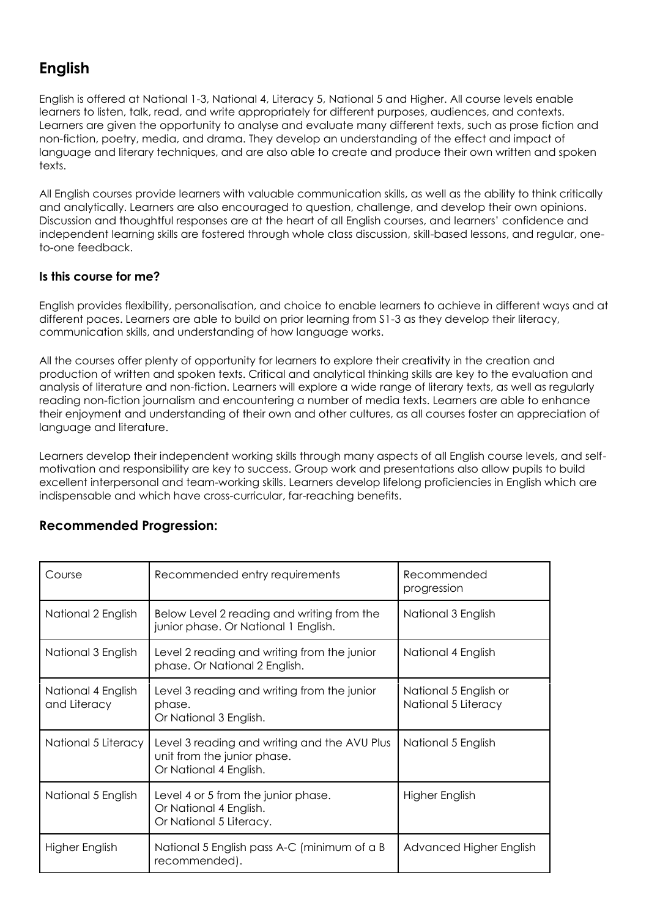## English

English is offered at National 1-3, National 4, Literacy 5, National 5 and Higher. All course levels enable learners to listen, talk, read, and write appropriately for different purposes, audiences, and contexts. Learners are given the opportunity to analyse and evaluate many different texts, such as prose fiction and non-fiction, poetry, media, and drama. They develop an understanding of the effect and impact of language and literary techniques, and are also able to create and produce their own written and spoken texts.

All English courses provide learners with valuable communication skills, as well as the ability to think critically and analytically. Learners are also encouraged to question, challenge, and develop their own opinions. Discussion and thoughtful responses are at the heart of all English courses, and learners' confidence and independent learning skills are fostered through whole class discussion, skill-based lessons, and regular, one-to-one feedback.

### Is this course for me?

English provides flexibility, personalisation, and choice to enable learners to achieve in different ways and at different paces. Learners are able to build on prior learning from S1-3 as they develop their literacy, communication skills, and understanding of how language works.

All the courses offer plenty of opportunity for learners to explore their creativity in the creation and production of written and spoken texts. Critical and analytical thinking skills are key to the evaluation and analysis of literature and non-fiction. Learners will explore a wide range of literary texts, as well as regularly reading non-fiction journalism and encountering a number of media texts. Learners are able to enhance their enjoyment and understanding of their own and other cultures, as all courses foster an appreciation of language and literature.

Learners develop their independent working skills through many aspects of all English course levels, and self-motivation and responsibility are key to success. Group work and presentations also allow pupils to build excellent interpersonal and team-working skills. Learners develop lifelong proficiencies in English which are indispensable and which have cross-curricular, far-reaching benefits.

### Recommended Progression:

| Course | Recommended entry requirements | Recommended progression |
|---|---|---|
| National 2 English | Below Level 2 reading and writing from the junior phase. Or National 1 English. | National 3 English |
| National 3 English | Level 2 reading and writing from the junior phase. Or National 2 English. | National 4 English |
| National 4 English and Literacy | Level 3 reading and writing from the junior phase. Or National 3 English. | National 5 English or National 5 Literacy |
| National 5 Literacy | Level 3 reading and writing and the AVU Plus unit from the junior phase. Or National 4 English. | National 5 English |
| National 5 English | Level 4 or 5 from the junior phase. Or National 4 English. Or National 5 Literacy. | Higher English |
| Higher English | National 5 English pass A-C (minimum of a B recommended). | Advanced Higher English |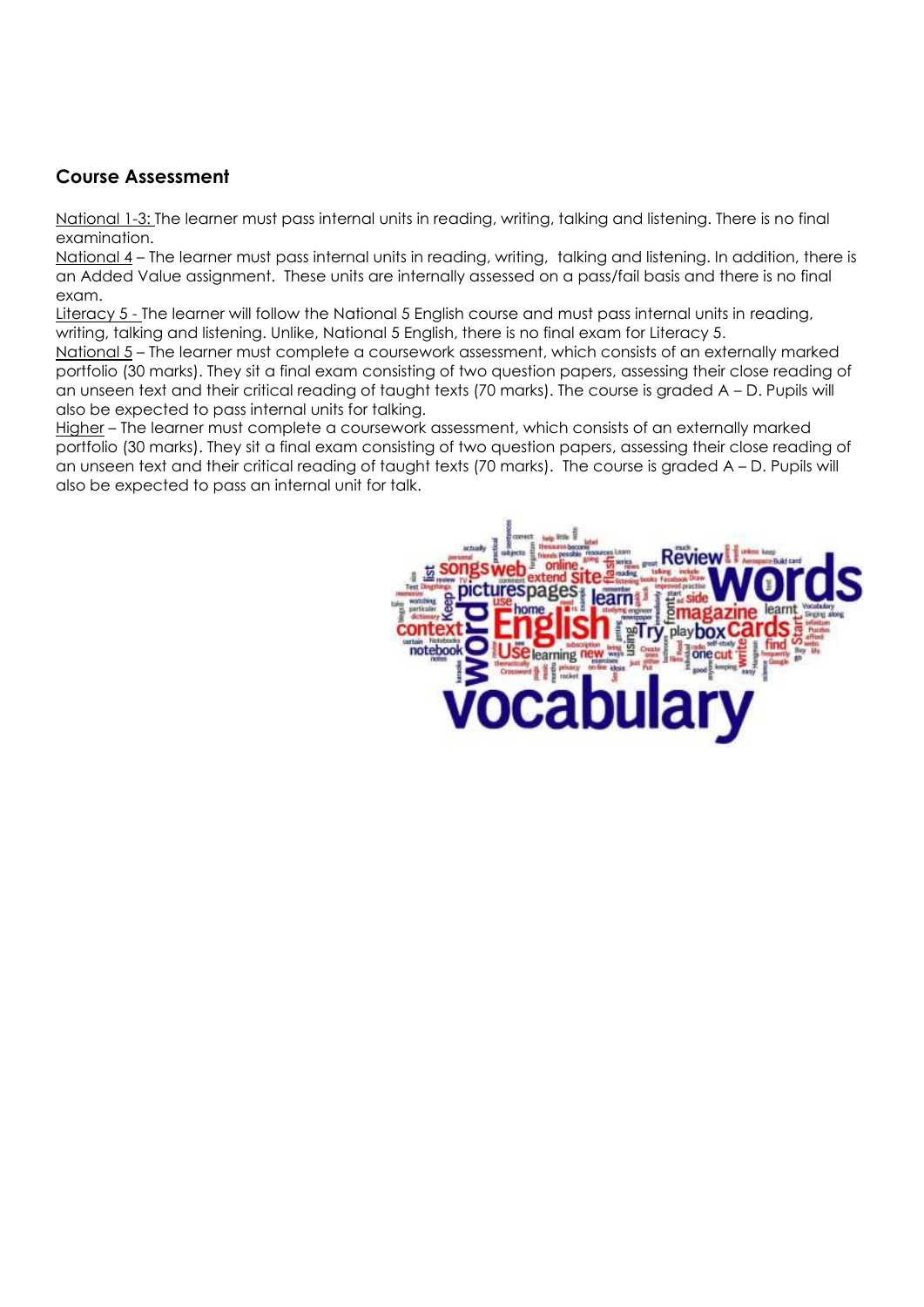### Course Assessment

National 1-3: The learner must pass internal units in reading, writing, talking and listening. There is no final examination.

National 4 – The learner must pass internal units in reading, writing, talking and listening. In addition, there is an Added Value assignment. These units are internally assessed on a pass/fail basis and there is no final exam.

Literacy 5 - The learner will follow the National 5 English course and must pass internal units in reading, writing, talking and listening. Unlike, National 5 English, there is no final exam for Literacy 5.

National 5 – The learner must complete a coursework assessment, which consists of an externally marked portfolio (30 marks). They sit a final exam consisting of two question papers, assessing their close reading of an unseen text and their critical reading of taught texts (70 marks). The course is graded A – D. Pupils will also be expected to pass internal units for talking.

Higher – The learner must complete a coursework assessment, which consists of an externally marked portfolio (30 marks). They sit a final exam consisting of two question papers, assessing their close reading of an unseen text and their critical reading of taught texts (70 marks). The course is graded A – D. Pupils will also be expected to pass an internal unit for talk.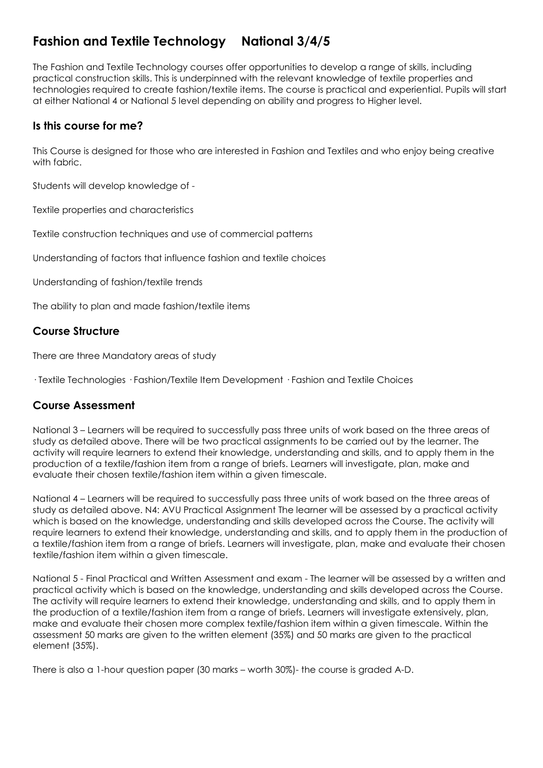# Fashion and Textile Technology National 3/4/5

The Fashion and Textile Technology courses offer opportunities to develop a range of skills, including practical construction skills. This is underpinned with the relevant knowledge of textile properties and technologies required to create fashion/textile items. The course is practical and experiential. Pupils will start at either National 4 or National 5 level depending on ability and progress to Higher level.

## Is this course for me?

This Course is designed for those who are interested in Fashion and Textiles and who enjoy being creative with fabric.

Students will develop knowledge of -

Textile properties and characteristics

Textile construction techniques and use of commercial patterns

Understanding of factors that influence fashion and textile choices

Understanding of fashion/textile trends

The ability to plan and made fashion/textile items

## Course Structure

There are three Mandatory areas of study

· Textile Technologies · Fashion/Textile Item Development · Fashion and Textile Choices

## Course Assessment

National 3 – Learners will be required to successfully pass three units of work based on the three areas of study as detailed above. There will be two practical assignments to be carried out by the learner. The activity will require learners to extend their knowledge, understanding and skills, and to apply them in the production of a textile/fashion item from a range of briefs. Learners will investigate, plan, make and evaluate their chosen textile/fashion item within a given timescale.

National 4 – Learners will be required to successfully pass three units of work based on the three areas of study as detailed above. N4: AVU Practical Assignment The learner will be assessed by a practical activity which is based on the knowledge, understanding and skills developed across the Course. The activity will require learners to extend their knowledge, understanding and skills, and to apply them in the production of a textile/fashion item from a range of briefs. Learners will investigate, plan, make and evaluate their chosen textile/fashion item within a given timescale.

National 5 - Final Practical and Written Assessment and exam - The learner will be assessed by a written and practical activity which is based on the knowledge, understanding and skills developed across the Course. The activity will require learners to extend their knowledge, understanding and skills, and to apply them in the production of a textile/fashion item from a range of briefs. Learners will investigate extensively, plan, make and evaluate their chosen more complex textile/fashion item within a given timescale. Within the assessment 50 marks are given to the written element (35%) and 50 marks are given to the practical element (35%).

There is also a 1-hour question paper (30 marks – worth 30%)- the course is graded A-D.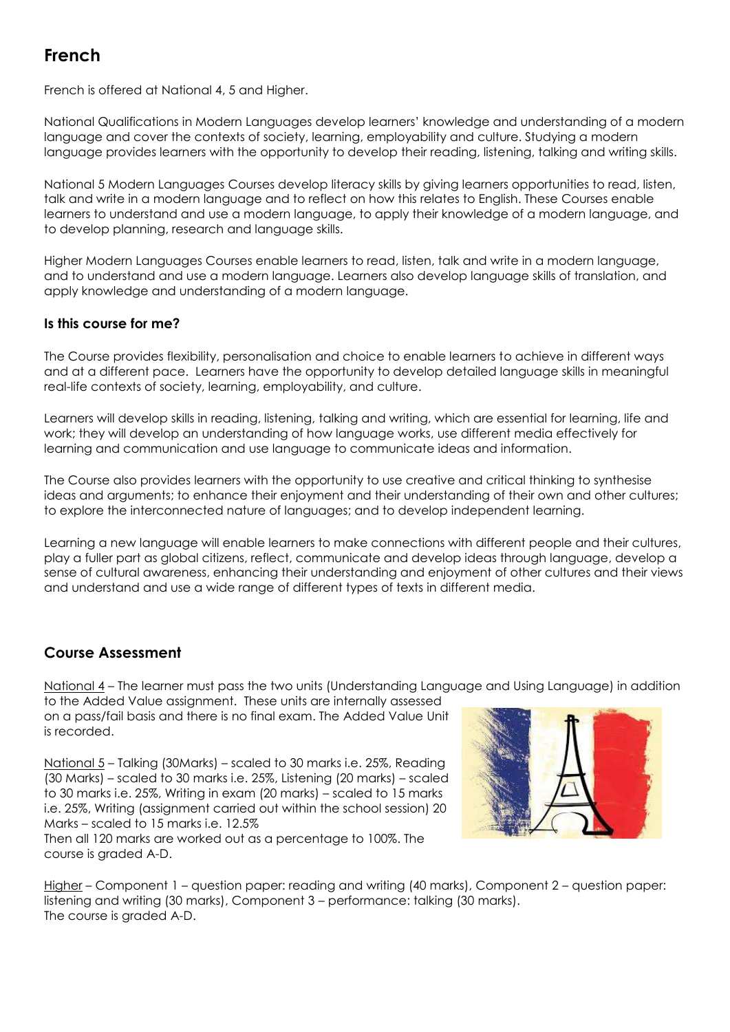# French

French is offered at National 4, 5 and Higher.

National Qualifications in Modern Languages develop learners' knowledge and understanding of a modern language and cover the contexts of society, learning, employability and culture. Studying a modern language provides learners with the opportunity to develop their reading, listening, talking and writing skills.

National 5 Modern Languages Courses develop literacy skills by giving learners opportunities to read, listen, talk and write in a modern language and to reflect on how this relates to English. These Courses enable learners to understand and use a modern language, to apply their knowledge of a modern language, and to develop planning, research and language skills.

Higher Modern Languages Courses enable learners to read, listen, talk and write in a modern language, and to understand and use a modern language. Learners also develop language skills of translation, and apply knowledge and understanding of a modern language.

### Is this course for me?

The Course provides flexibility, personalisation and choice to enable learners to achieve in different ways and at a different pace. Learners have the opportunity to develop detailed language skills in meaningful real-life contexts of society, learning, employability, and culture.

Learners will develop skills in reading, listening, talking and writing, which are essential for learning, life and work; they will develop an understanding of how language works, use different media effectively for learning and communication and use language to communicate ideas and information.

The Course also provides learners with the opportunity to use creative and critical thinking to synthesise ideas and arguments; to enhance their enjoyment and their understanding of their own and other cultures; to explore the interconnected nature of languages; and to develop independent learning.

Learning a new language will enable learners to make connections with different people and their cultures, play a fuller part as global citizens, reflect, communicate and develop ideas through language, develop a sense of cultural awareness, enhancing their understanding and enjoyment of other cultures and their views and understand and use a wide range of different types of texts in different media.

## Course Assessment

National 4 – The learner must pass the two units (Understanding Language and Using Language) in addition to the Added Value assignment. These units are internally assessed on a pass/fail basis and there is no final exam. The Added Value Unit is recorded.

National 5 – Talking (30Marks) – scaled to 30 marks i.e. 25%, Reading (30 Marks) – scaled to 30 marks i.e. 25%, Listening (20 marks) – scaled to 30 marks i.e. 25%, Writing in exam (20 marks) – scaled to 15 marks i.e. 25%, Writing (assignment carried out within the school session) 20 Marks – scaled to 15 marks i.e. 12.5%
Then all 120 marks are worked out as a percentage to 100%. The course is graded A-D.

Higher – Component 1 – question paper: reading and writing (40 marks), Component 2 – question paper: listening and writing (30 marks), Component 3 – performance: talking (30 marks).
The course is graded A-D.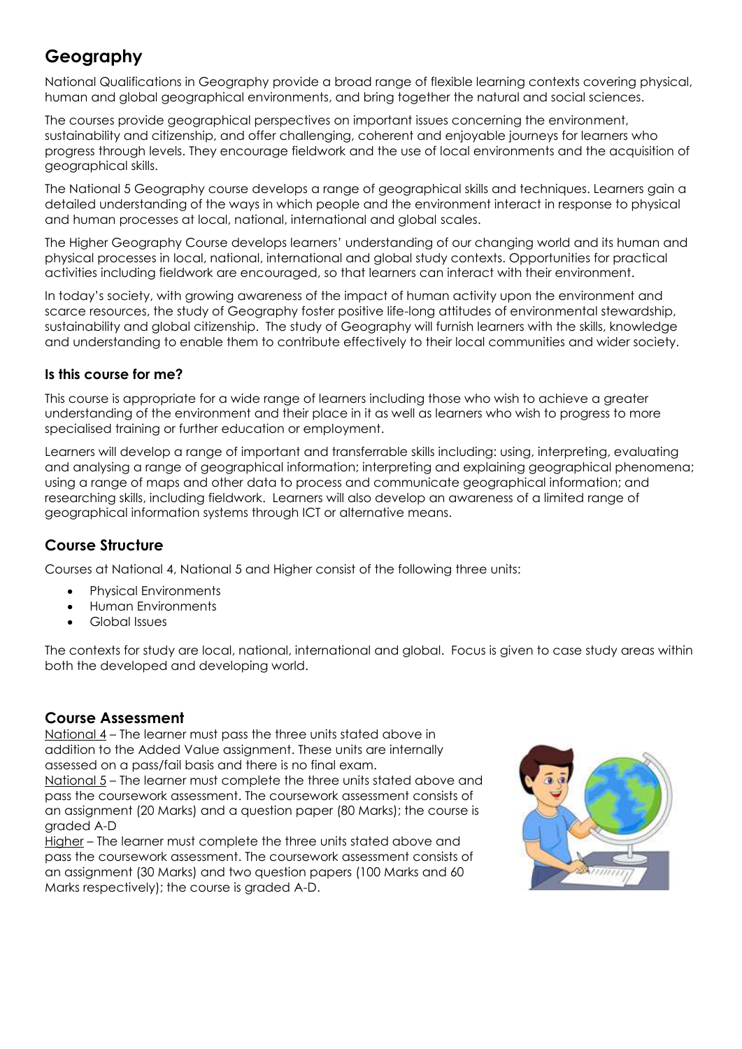# Geography

National Qualifications in Geography provide a broad range of flexible learning contexts covering physical, human and global geographical environments, and bring together the natural and social sciences.

The courses provide geographical perspectives on important issues concerning the environment, sustainability and citizenship, and offer challenging, coherent and enjoyable journeys for learners who progress through levels. They encourage fieldwork and the use of local environments and the acquisition of geographical skills.

The National 5 Geography course develops a range of geographical skills and techniques. Learners gain a detailed understanding of the ways in which people and the environment interact in response to physical and human processes at local, national, international and global scales.

The Higher Geography Course develops learners' understanding of our changing world and its human and physical processes in local, national, international and global study contexts. Opportunities for practical activities including fieldwork are encouraged, so that learners can interact with their environment.

In today's society, with growing awareness of the impact of human activity upon the environment and scarce resources, the study of Geography foster positive life-long attitudes of environmental stewardship, sustainability and global citizenship. The study of Geography will furnish learners with the skills, knowledge and understanding to enable them to contribute effectively to their local communities and wider society.

### Is this course for me?

This course is appropriate for a wide range of learners including those who wish to achieve a greater understanding of the environment and their place in it as well as learners who wish to progress to more specialised training or further education or employment.

Learners will develop a range of important and transferrable skills including: using, interpreting, evaluating and analysing a range of geographical information; interpreting and explaining geographical phenomena; using a range of maps and other data to process and communicate geographical information; and researching skills, including fieldwork. Learners will also develop an awareness of a limited range of geographical information systems through ICT or alternative means.

## Course Structure

Courses at National 4, National 5 and Higher consist of the following three units:

- Physical Environments
- Human Environments
- Global Issues

The contexts for study are local, national, international and global. Focus is given to case study areas within both the developed and developing world.

## Course Assessment

National 4 – The learner must pass the three units stated above in addition to the Added Value assignment. These units are internally assessed on a pass/fail basis and there is no final exam.

National 5 – The learner must complete the three units stated above and pass the coursework assessment. The coursework assessment consists of an assignment (20 Marks) and a question paper (80 Marks); the course is graded A-D

Higher – The learner must complete the three units stated above and pass the coursework assessment. The coursework assessment consists of an assignment (30 Marks) and two question papers (100 Marks and 60 Marks respectively); the course is graded A-D.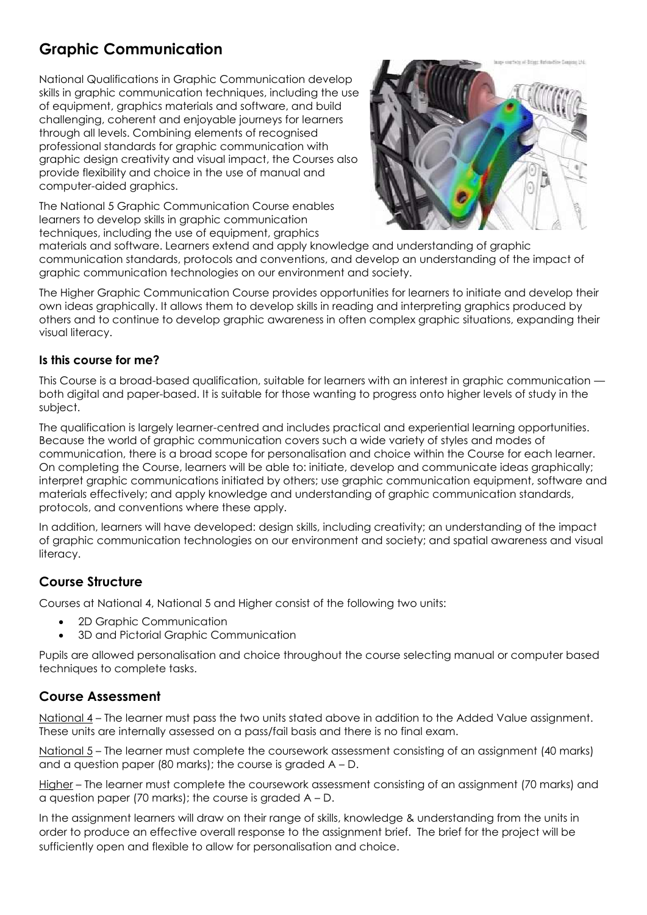# Graphic Communication

National Qualifications in Graphic Communication develop skills in graphic communication techniques, including the use of equipment, graphics materials and software, and build challenging, coherent and enjoyable journeys for learners through all levels. Combining elements of recognised professional standards for graphic communication with graphic design creativity and visual impact, the Courses also provide flexibility and choice in the use of manual and computer-aided graphics.

The National 5 Graphic Communication Course enables learners to develop skills in graphic communication techniques, including the use of equipment, graphics materials and software. Learners extend and apply knowledge and understanding of graphic communication standards, protocols and conventions, and develop an understanding of the impact of graphic communication technologies on our environment and society.

The Higher Graphic Communication Course provides opportunities for learners to initiate and develop their own ideas graphically. It allows them to develop skills in reading and interpreting graphics produced by others and to continue to develop graphic awareness in often complex graphic situations, expanding their visual literacy.

### Is this course for me?

This Course is a broad-based qualification, suitable for learners with an interest in graphic communication — both digital and paper-based. It is suitable for those wanting to progress onto higher levels of study in the subject.

The qualification is largely learner-centred and includes practical and experiential learning opportunities. Because the world of graphic communication covers such a wide variety of styles and modes of communication, there is a broad scope for personalisation and choice within the Course for each learner. On completing the Course, learners will be able to: initiate, develop and communicate ideas graphically; interpret graphic communications initiated by others; use graphic communication equipment, software and materials effectively; and apply knowledge and understanding of graphic communication standards, protocols, and conventions where these apply.

In addition, learners will have developed: design skills, including creativity; an understanding of the impact of graphic communication technologies on our environment and society; and spatial awareness and visual literacy.

## Course Structure

Courses at National 4, National 5 and Higher consist of the following two units:

- 2D Graphic Communication
- 3D and Pictorial Graphic Communication

Pupils are allowed personalisation and choice throughout the course selecting manual or computer based techniques to complete tasks.

## Course Assessment

National 4 – The learner must pass the two units stated above in addition to the Added Value assignment. These units are internally assessed on a pass/fail basis and there is no final exam.

National 5 – The learner must complete the coursework assessment consisting of an assignment (40 marks) and a question paper (80 marks); the course is graded A – D.

Higher – The learner must complete the coursework assessment consisting of an assignment (70 marks) and a question paper (70 marks); the course is graded A – D.

In the assignment learners will draw on their range of skills, knowledge & understanding from the units in order to produce an effective overall response to the assignment brief. The brief for the project will be sufficiently open and flexible to allow for personalisation and choice.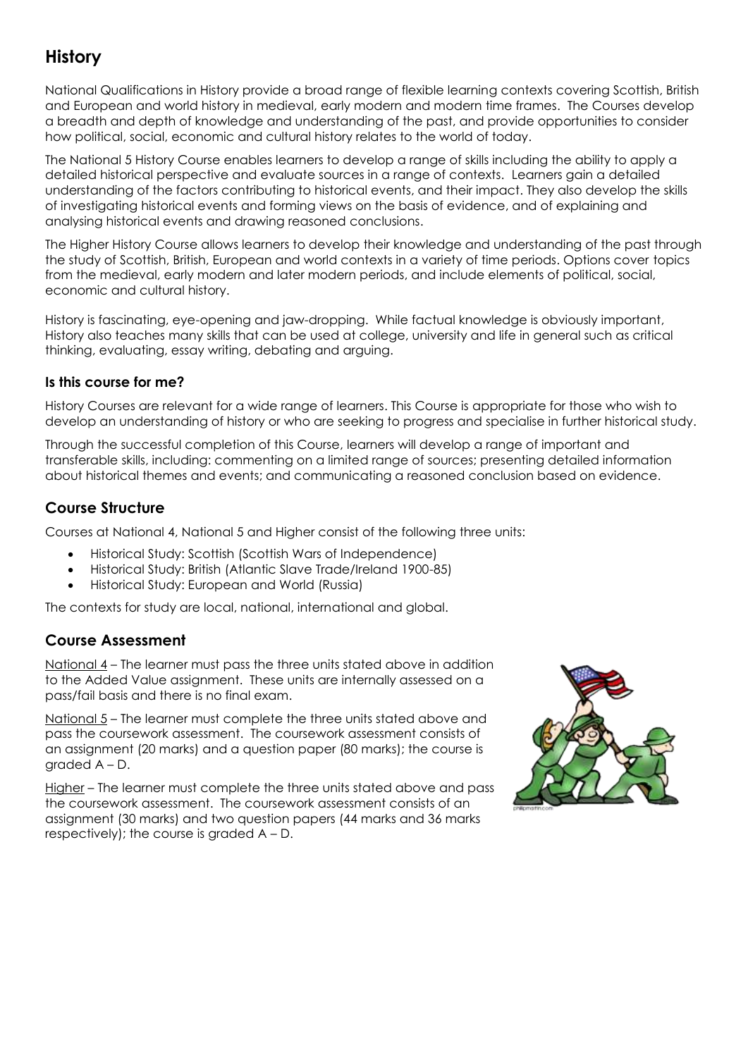# History

National Qualifications in History provide a broad range of flexible learning contexts covering Scottish, British and European and world history in medieval, early modern and modern time frames. The Courses develop a breadth and depth of knowledge and understanding of the past, and provide opportunities to consider how political, social, economic and cultural history relates to the world of today.

The National 5 History Course enables learners to develop a range of skills including the ability to apply a detailed historical perspective and evaluate sources in a range of contexts. Learners gain a detailed understanding of the factors contributing to historical events, and their impact. They also develop the skills of investigating historical events and forming views on the basis of evidence, and of explaining and analysing historical events and drawing reasoned conclusions.

The Higher History Course allows learners to develop their knowledge and understanding of the past through the study of Scottish, British, European and world contexts in a variety of time periods. Options cover topics from the medieval, early modern and later modern periods, and include elements of political, social, economic and cultural history.

History is fascinating, eye-opening and jaw-dropping. While factual knowledge is obviously important, History also teaches many skills that can be used at college, university and life in general such as critical thinking, evaluating, essay writing, debating and arguing.

### Is this course for me?

History Courses are relevant for a wide range of learners. This Course is appropriate for those who wish to develop an understanding of history or who are seeking to progress and specialise in further historical study.

Through the successful completion of this Course, learners will develop a range of important and transferable skills, including: commenting on a limited range of sources; presenting detailed information about historical themes and events; and communicating a reasoned conclusion based on evidence.

## Course Structure

Courses at National 4, National 5 and Higher consist of the following three units:

- Historical Study: Scottish (Scottish Wars of Independence)
- Historical Study: British (Atlantic Slave Trade/Ireland 1900-85)
- Historical Study: European and World (Russia)

The contexts for study are local, national, international and global.

## Course Assessment

National 4 – The learner must pass the three units stated above in addition to the Added Value assignment. These units are internally assessed on a pass/fail basis and there is no final exam.

National 5 – The learner must complete the three units stated above and pass the coursework assessment. The coursework assessment consists of an assignment (20 marks) and a question paper (80 marks); the course is graded A – D.

Higher – The learner must complete the three units stated above and pass the coursework assessment. The coursework assessment consists of an assignment (30 marks) and two question papers (44 marks and 36 marks respectively); the course is graded A – D.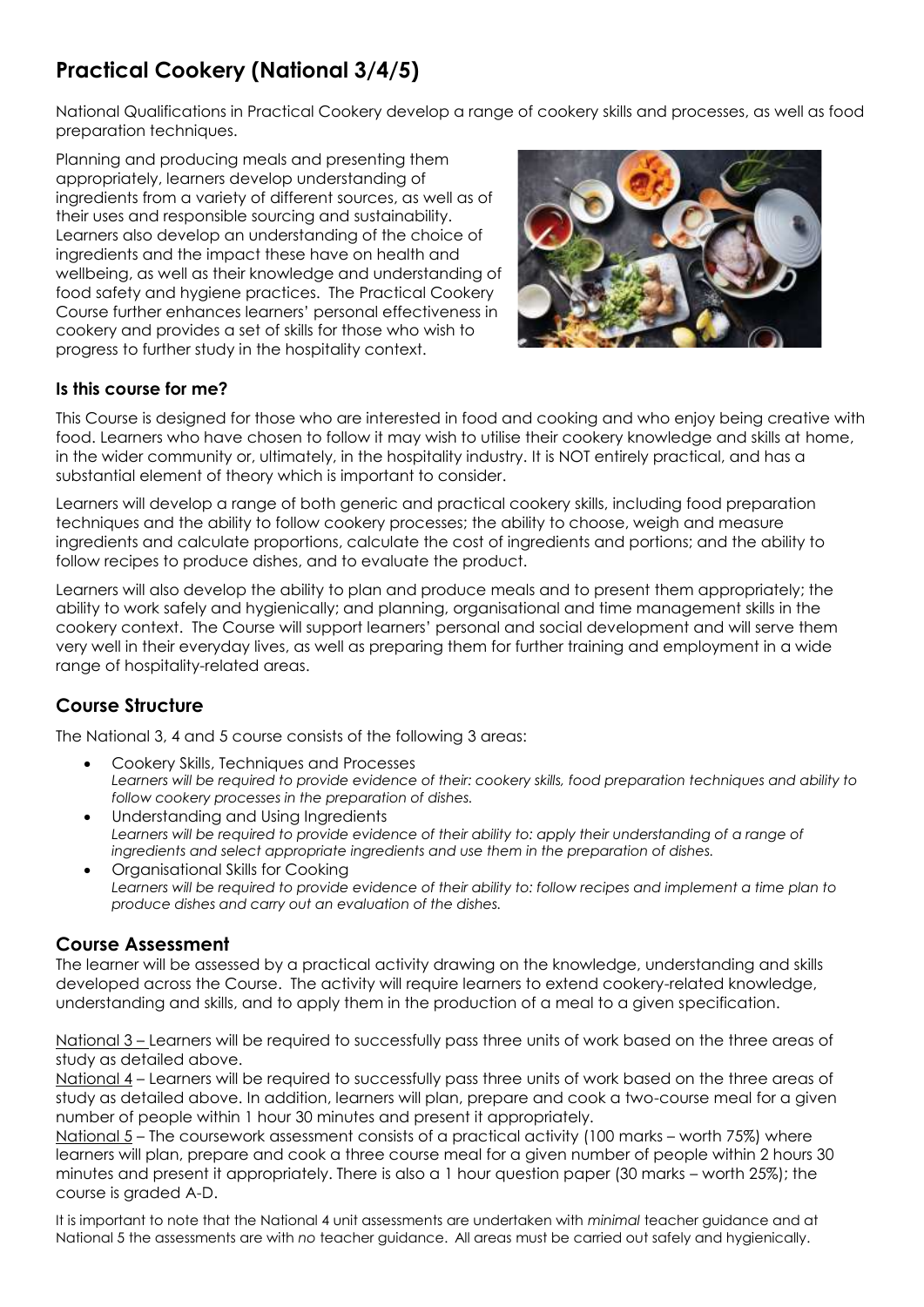# Practical Cookery (National 3/4/5)

National Qualifications in Practical Cookery develop a range of cookery skills and processes, as well as food preparation techniques.

Planning and producing meals and presenting them appropriately, learners develop understanding of ingredients from a variety of different sources, as well as of their uses and responsible sourcing and sustainability. Learners also develop an understanding of the choice of ingredients and the impact these have on health and wellbeing, as well as their knowledge and understanding of food safety and hygiene practices. The Practical Cookery Course further enhances learners' personal effectiveness in cookery and provides a set of skills for those who wish to progress to further study in the hospitality context.

### Is this course for me?

This Course is designed for those who are interested in food and cooking and who enjoy being creative with food. Learners who have chosen to follow it may wish to utilise their cookery knowledge and skills at home, in the wider community or, ultimately, in the hospitality industry. It is NOT entirely practical, and has a substantial element of theory which is important to consider.

Learners will develop a range of both generic and practical cookery skills, including food preparation techniques and the ability to follow cookery processes; the ability to choose, weigh and measure ingredients and calculate proportions, calculate the cost of ingredients and portions; and the ability to follow recipes to produce dishes, and to evaluate the product.

Learners will also develop the ability to plan and produce meals and to present them appropriately; the ability to work safely and hygienically; and planning, organisational and time management skills in the cookery context. The Course will support learners' personal and social development and will serve them very well in their everyday lives, as well as preparing them for further training and employment in a wide range of hospitality-related areas.

## Course Structure

The National 3, 4 and 5 course consists of the following 3 areas:

- Cookery Skills, Techniques and Processes
  *Learners will be required to provide evidence of their: cookery skills, food preparation techniques and ability to follow cookery processes in the preparation of dishes.*
- Understanding and Using Ingredients
  *Learners will be required to provide evidence of their ability to: apply their understanding of a range of ingredients and select appropriate ingredients and use them in the preparation of dishes.*
- Organisational Skills for Cooking
  *Learners will be required to provide evidence of their ability to: follow recipes and implement a time plan to produce dishes and carry out an evaluation of the dishes.*

## Course Assessment

The learner will be assessed by a practical activity drawing on the knowledge, understanding and skills developed across the Course. The activity will require learners to extend cookery-related knowledge, understanding and skills, and to apply them in the production of a meal to a given specification.

National 3 – Learners will be required to successfully pass three units of work based on the three areas of study as detailed above.

National 4 – Learners will be required to successfully pass three units of work based on the three areas of study as detailed above. In addition, learners will plan, prepare and cook a two-course meal for a given number of people within 1 hour 30 minutes and present it appropriately.

National 5 – The coursework assessment consists of a practical activity (100 marks – worth 75%) where learners will plan, prepare and cook a three course meal for a given number of people within 2 hours 30 minutes and present it appropriately. There is also a 1 hour question paper (30 marks – worth 25%); the course is graded A-D.

It is important to note that the National 4 unit assessments are undertaken with *minimal* teacher guidance and at National 5 the assessments are with *no* teacher guidance. All areas must be carried out safely and hygienically.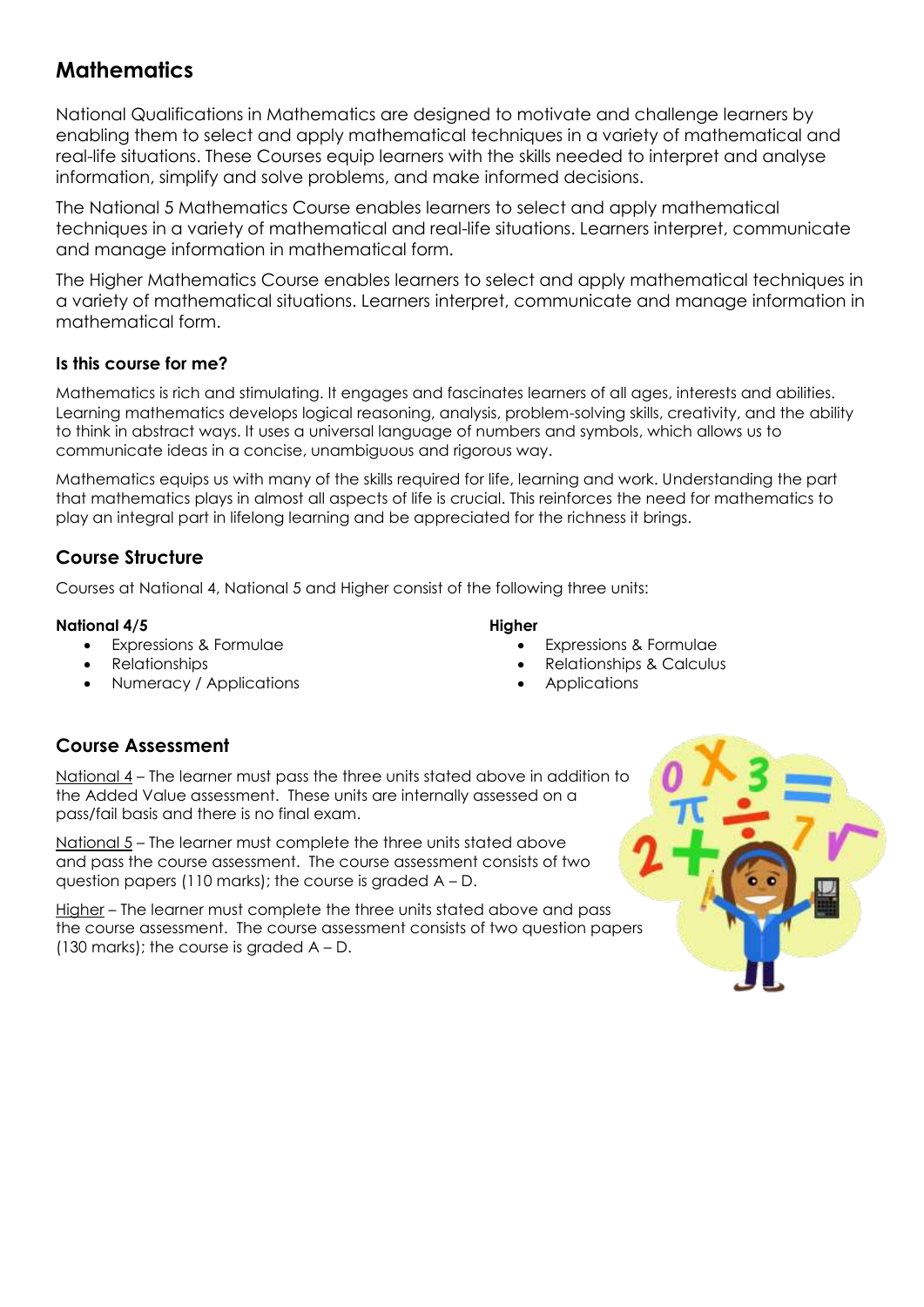# Mathematics

National Qualifications in Mathematics are designed to motivate and challenge learners by enabling them to select and apply mathematical techniques in a variety of mathematical and real-life situations. These Courses equip learners with the skills needed to interpret and analyse information, simplify and solve problems, and make informed decisions.

The National 5 Mathematics Course enables learners to select and apply mathematical techniques in a variety of mathematical and real-life situations. Learners interpret, communicate and manage information in mathematical form.

The Higher Mathematics Course enables learners to select and apply mathematical techniques in a variety of mathematical situations. Learners interpret, communicate and manage information in mathematical form.

### Is this course for me?

Mathematics is rich and stimulating. It engages and fascinates learners of all ages, interests and abilities. Learning mathematics develops logical reasoning, analysis, problem-solving skills, creativity, and the ability to think in abstract ways. It uses a universal language of numbers and symbols, which allows us to communicate ideas in a concise, unambiguous and rigorous way.

Mathematics equips us with many of the skills required for life, learning and work. Understanding the part that mathematics plays in almost all aspects of life is crucial. This reinforces the need for mathematics to play an integral part in lifelong learning and be appreciated for the richness it brings.

## Course Structure

Courses at National 4, National 5 and Higher consist of the following three units:

**National 4/5**

- Expressions & Formulae
- Relationships
- Numeracy / Applications

**Higher**

- Expressions & Formulae
- Relationships & Calculus
- Applications

## Course Assessment

National 4 – The learner must pass the three units stated above in addition to the Added Value assessment. These units are internally assessed on a pass/fail basis and there is no final exam.

National 5 – The learner must complete the three units stated above and pass the course assessment. The course assessment consists of two question papers (110 marks); the course is graded A – D.

Higher – The learner must complete the three units stated above and pass the course assessment. The course assessment consists of two question papers (130 marks); the course is graded A – D.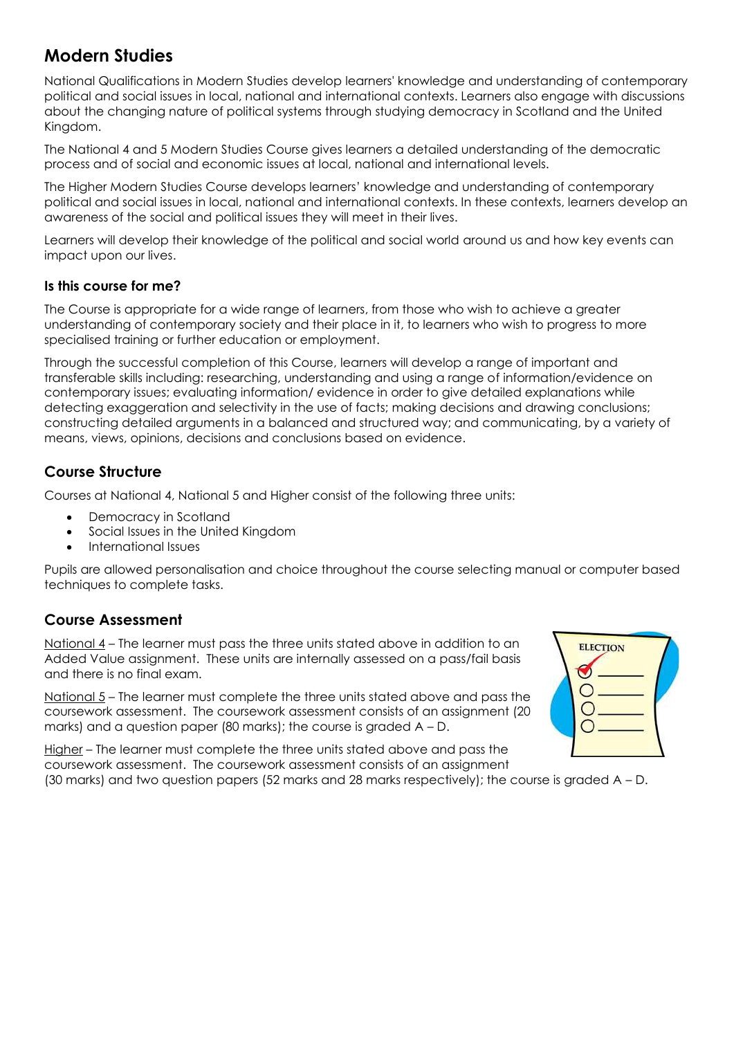# Modern Studies

National Qualifications in Modern Studies develop learners' knowledge and understanding of contemporary political and social issues in local, national and international contexts. Learners also engage with discussions about the changing nature of political systems through studying democracy in Scotland and the United Kingdom.

The National 4 and 5 Modern Studies Course gives learners a detailed understanding of the democratic process and of social and economic issues at local, national and international levels.

The Higher Modern Studies Course develops learners' knowledge and understanding of contemporary political and social issues in local, national and international contexts. In these contexts, learners develop an awareness of the social and political issues they will meet in their lives.

Learners will develop their knowledge of the political and social world around us and how key events can impact upon our lives.

### Is this course for me?

The Course is appropriate for a wide range of learners, from those who wish to achieve a greater understanding of contemporary society and their place in it, to learners who wish to progress to more specialised training or further education or employment.

Through the successful completion of this Course, learners will develop a range of important and transferable skills including: researching, understanding and using a range of information/evidence on contemporary issues; evaluating information/ evidence in order to give detailed explanations while detecting exaggeration and selectivity in the use of facts; making decisions and drawing conclusions; constructing detailed arguments in a balanced and structured way; and communicating, by a variety of means, views, opinions, decisions and conclusions based on evidence.

## Course Structure

Courses at National 4, National 5 and Higher consist of the following three units:

- Democracy in Scotland
- Social Issues in the United Kingdom
- International Issues

Pupils are allowed personalisation and choice throughout the course selecting manual or computer based techniques to complete tasks.

## Course Assessment

National 4 – The learner must pass the three units stated above in addition to an Added Value assignment. These units are internally assessed on a pass/fail basis and there is no final exam.

National 5 – The learner must complete the three units stated above and pass the coursework assessment. The coursework assessment consists of an assignment (20 marks) and a question paper (80 marks); the course is graded A – D.

Higher – The learner must complete the three units stated above and pass the coursework assessment. The coursework assessment consists of an assignment (30 marks) and two question papers (52 marks and 28 marks respectively); the course is graded A – D.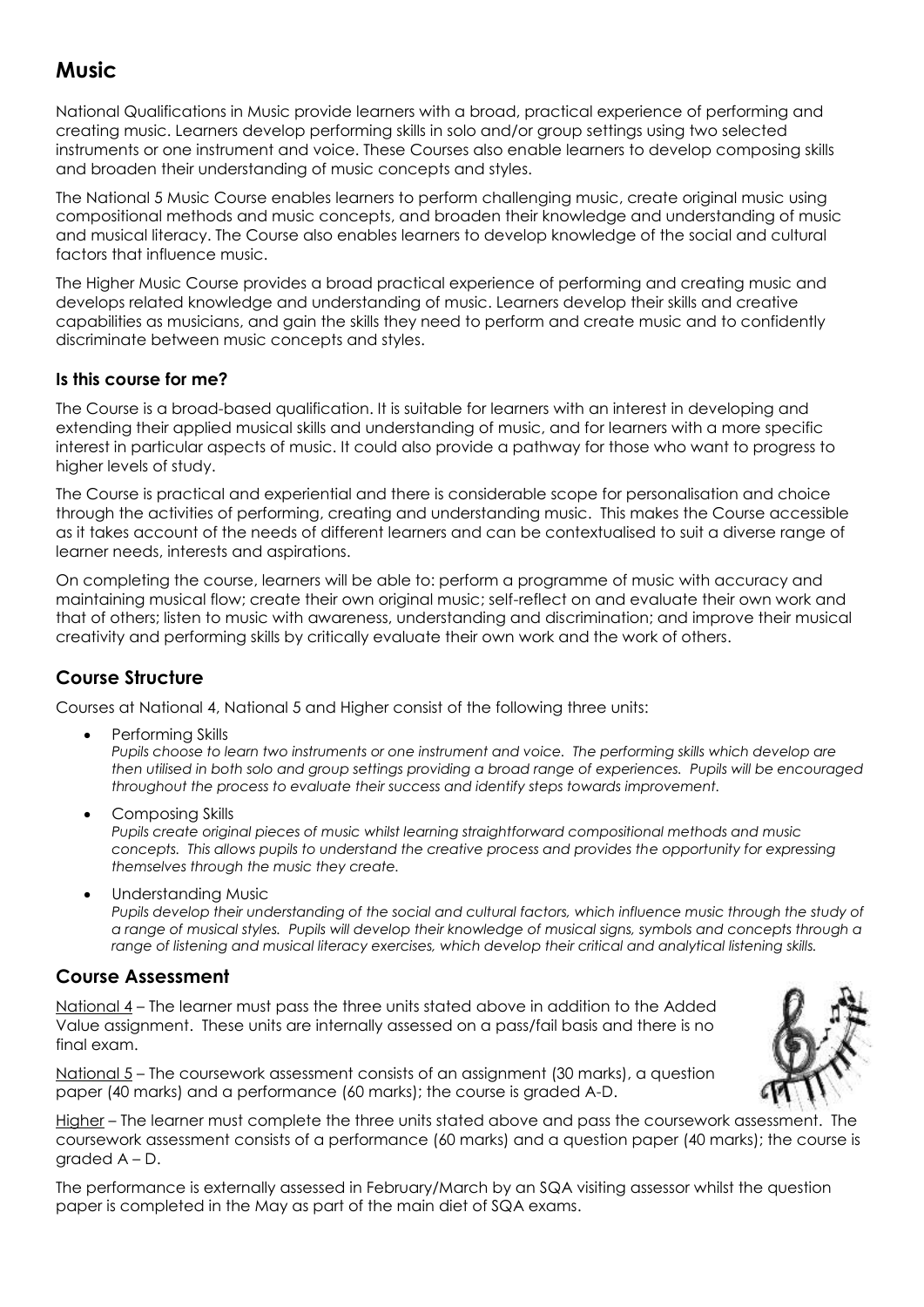# Music

National Qualifications in Music provide learners with a broad, practical experience of performing and creating music. Learners develop performing skills in solo and/or group settings using two selected instruments or one instrument and voice. These Courses also enable learners to develop composing skills and broaden their understanding of music concepts and styles.

The National 5 Music Course enables learners to perform challenging music, create original music using compositional methods and music concepts, and broaden their knowledge and understanding of music and musical literacy. The Course also enables learners to develop knowledge of the social and cultural factors that influence music.

The Higher Music Course provides a broad practical experience of performing and creating music and develops related knowledge and understanding of music. Learners develop their skills and creative capabilities as musicians, and gain the skills they need to perform and create music and to confidently discriminate between music concepts and styles.

### Is this course for me?

The Course is a broad-based qualification. It is suitable for learners with an interest in developing and extending their applied musical skills and understanding of music, and for learners with a more specific interest in particular aspects of music. It could also provide a pathway for those who want to progress to higher levels of study.

The Course is practical and experiential and there is considerable scope for personalisation and choice through the activities of performing, creating and understanding music. This makes the Course accessible as it takes account of the needs of different learners and can be contextualised to suit a diverse range of learner needs, interests and aspirations.

On completing the course, learners will be able to: perform a programme of music with accuracy and maintaining musical flow; create their own original music; self-reflect on and evaluate their own work and that of others; listen to music with awareness, understanding and discrimination; and improve their musical creativity and performing skills by critically evaluate their own work and the work of others.

## Course Structure

Courses at National 4, National 5 and Higher consist of the following three units:

- Performing Skills
  *Pupils choose to learn two instruments or one instrument and voice. The performing skills which develop are then utilised in both solo and group settings providing a broad range of experiences. Pupils will be encouraged throughout the process to evaluate their success and identify steps towards improvement.*
- Composing Skills
  *Pupils create original pieces of music whilst learning straightforward compositional methods and music concepts. This allows pupils to understand the creative process and provides the opportunity for expressing themselves through the music they create.*
- Understanding Music
  *Pupils develop their understanding of the social and cultural factors, which influence music through the study of a range of musical styles. Pupils will develop their knowledge of musical signs, symbols and concepts through a range of listening and musical literacy exercises, which develop their critical and analytical listening skills.*

## Course Assessment

National 4 – The learner must pass the three units stated above in addition to the Added Value assignment. These units are internally assessed on a pass/fail basis and there is no final exam.

National 5 – The coursework assessment consists of an assignment (30 marks), a question paper (40 marks) and a performance (60 marks); the course is graded A-D.

Higher – The learner must complete the three units stated above and pass the coursework assessment. The coursework assessment consists of a performance (60 marks) and a question paper (40 marks); the course is graded A – D.

The performance is externally assessed in February/March by an SQA visiting assessor whilst the question paper is completed in the May as part of the main diet of SQA exams.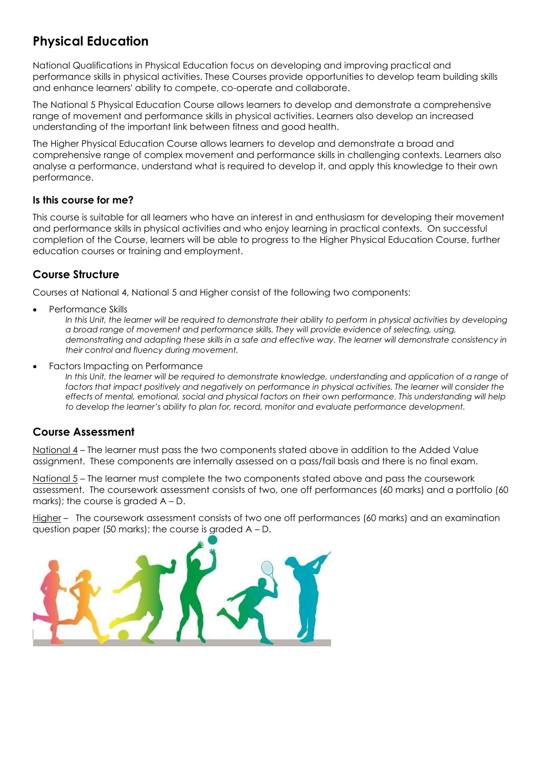# Physical Education

National Qualifications in Physical Education focus on developing and improving practical and performance skills in physical activities. These Courses provide opportunities to develop team building skills and enhance learners' ability to compete, co-operate and collaborate.

The National 5 Physical Education Course allows learners to develop and demonstrate a comprehensive range of movement and performance skills in physical activities. Learners also develop an increased understanding of the important link between fitness and good health.

The Higher Physical Education Course allows learners to develop and demonstrate a broad and comprehensive range of complex movement and performance skills in challenging contexts. Learners also analyse a performance, understand what is required to develop it, and apply this knowledge to their own performance.

### Is this course for me?

This course is suitable for all learners who have an interest in and enthusiasm for developing their movement and performance skills in physical activities and who enjoy learning in practical contexts. On successful completion of the Course, learners will be able to progress to the Higher Physical Education Course, further education courses or training and employment.

## Course Structure

Courses at National 4, National 5 and Higher consist of the following two components:

- Performance Skills
  *In this Unit, the learner will be required to demonstrate their ability to perform in physical activities by developing a broad range of movement and performance skills. They will provide evidence of selecting, using, demonstrating and adapting these skills in a safe and effective way. The learner will demonstrate consistency in their control and fluency during movement.*
- Factors Impacting on Performance
  *In this Unit, the learner will be required to demonstrate knowledge, understanding and application of a range of factors that impact positively and negatively on performance in physical activities. The learner will consider the effects of mental, emotional, social and physical factors on their own performance. This understanding will help to develop the learner's ability to plan for, record, monitor and evaluate performance development.*

## Course Assessment

National 4 – The learner must pass the two components stated above in addition to the Added Value assignment. These components are internally assessed on a pass/fail basis and there is no final exam.

National 5 – The learner must complete the two components stated above and pass the coursework assessment. The coursework assessment consists of two, one off performances (60 marks) and a portfolio (60 marks); the course is graded A – D.

Higher – The coursework assessment consists of two one off performances (60 marks) and an examination question paper (50 marks); the course is graded A – D.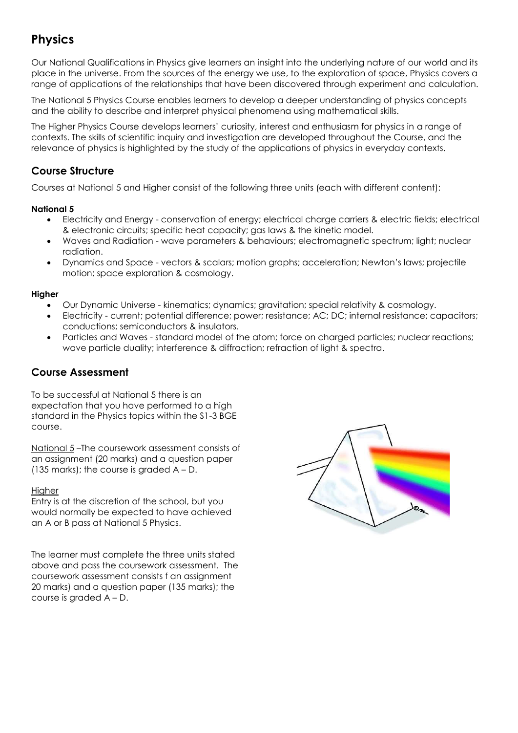# Physics

Our National Qualifications in Physics give learners an insight into the underlying nature of our world and its place in the universe. From the sources of the energy we use, to the exploration of space, Physics covers a range of applications of the relationships that have been discovered through experiment and calculation.

The National 5 Physics Course enables learners to develop a deeper understanding of physics concepts and the ability to describe and interpret physical phenomena using mathematical skills.

The Higher Physics Course develops learners' curiosity, interest and enthusiasm for physics in a range of contexts. The skills of scientific inquiry and investigation are developed throughout the Course, and the relevance of physics is highlighted by the study of the applications of physics in everyday contexts.

## Course Structure

Courses at National 5 and Higher consist of the following three units (each with different content):

**National 5**

- Electricity and Energy - conservation of energy; electrical charge carriers & electric fields; electrical & electronic circuits; specific heat capacity; gas laws & the kinetic model.
- Waves and Radiation - wave parameters & behaviours; electromagnetic spectrum; light; nuclear radiation.
- Dynamics and Space - vectors & scalars; motion graphs; acceleration; Newton's laws; projectile motion; space exploration & cosmology.

**Higher**

- Our Dynamic Universe - kinematics; dynamics; gravitation; special relativity & cosmology.
- Electricity - current; potential difference; power; resistance; AC; DC; internal resistance; capacitors; conductions; semiconductors & insulators.
- Particles and Waves - standard model of the atom; force on charged particles; nuclear reactions; wave particle duality; interference & diffraction; refraction of light & spectra.

## Course Assessment

To be successful at National 5 there is an expectation that you have performed to a high standard in the Physics topics within the S1-3 BGE course.

National 5 –The coursework assessment consists of an assignment (20 marks) and a question paper (135 marks); the course is graded A – D.

Higher

Entry is at the discretion of the school, but you would normally be expected to have achieved an A or B pass at National 5 Physics.

The learner must complete the three units stated above and pass the coursework assessment. The coursework assessment consists f an assignment 20 marks) and a question paper (135 marks); the course is graded A – D.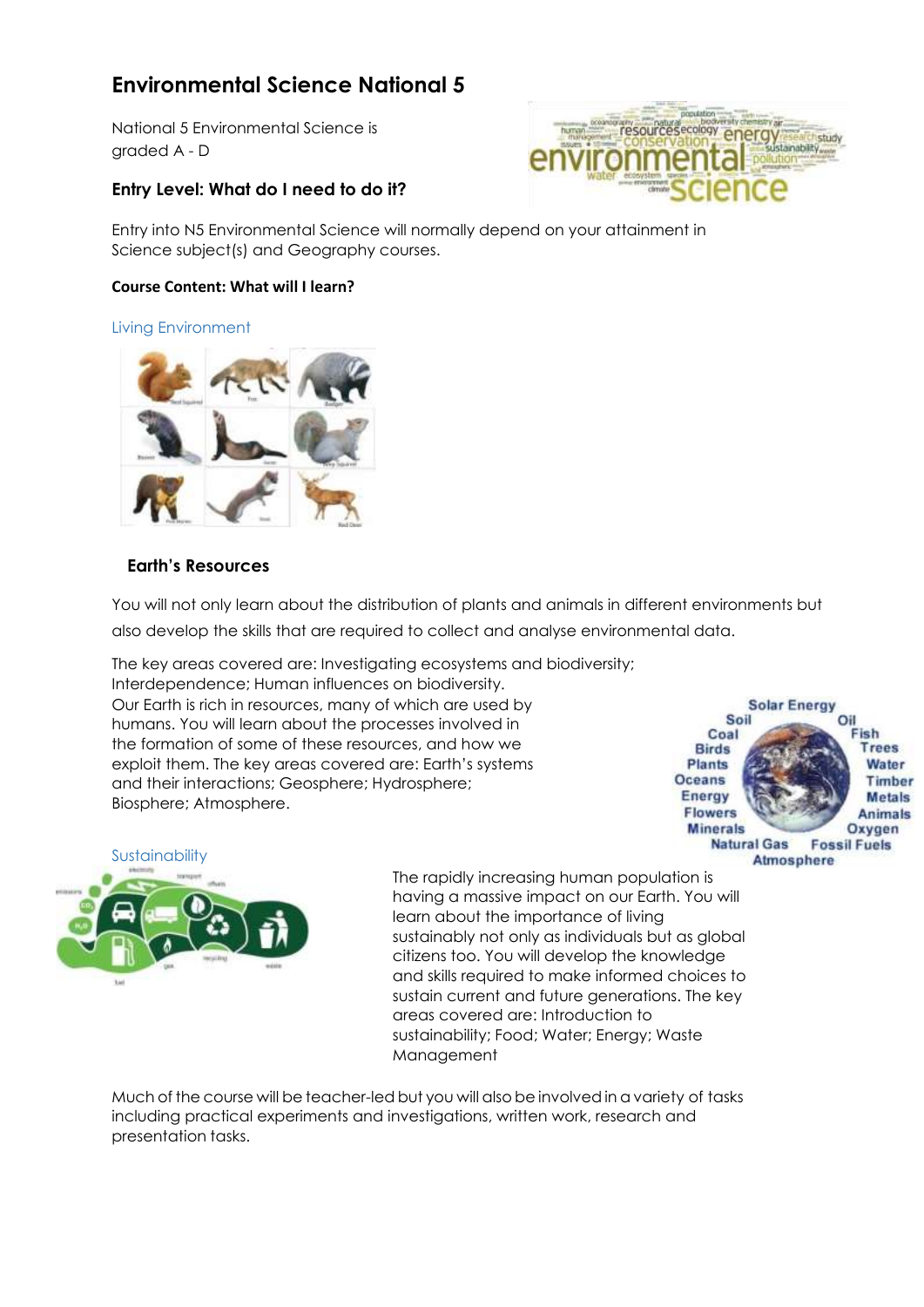# Environmental Science National 5

National 5 Environmental Science is graded A - D

## Entry Level: What do I need to do it?

Entry into N5 Environmental Science will normally depend on your attainment in Science subject(s) and Geography courses.

### Course Content: What will I learn?

Living Environment

### Earth's Resources

You will not only learn about the distribution of plants and animals in different environments but also develop the skills that are required to collect and analyse environmental data.

The key areas covered are: Investigating ecosystems and biodiversity; Interdependence; Human influences on biodiversity.
Our Earth is rich in resources, many of which are used by humans. You will learn about the processes involved in the formation of some of these resources, and how we exploit them. The key areas covered are: Earth's systems and their interactions; Geosphere; Hydrosphere; Biosphere; Atmosphere.

Sustainability

The rapidly increasing human population is having a massive impact on our Earth. You will learn about the importance of living sustainably not only as individuals but as global citizens too. You will develop the knowledge and skills required to make informed choices to sustain current and future generations. The key areas covered are: Introduction to sustainability; Food; Water; Energy; Waste Management

Much of the course will be teacher-led but you will also be involved in a variety of tasks including practical experiments and investigations, written work, research and presentation tasks.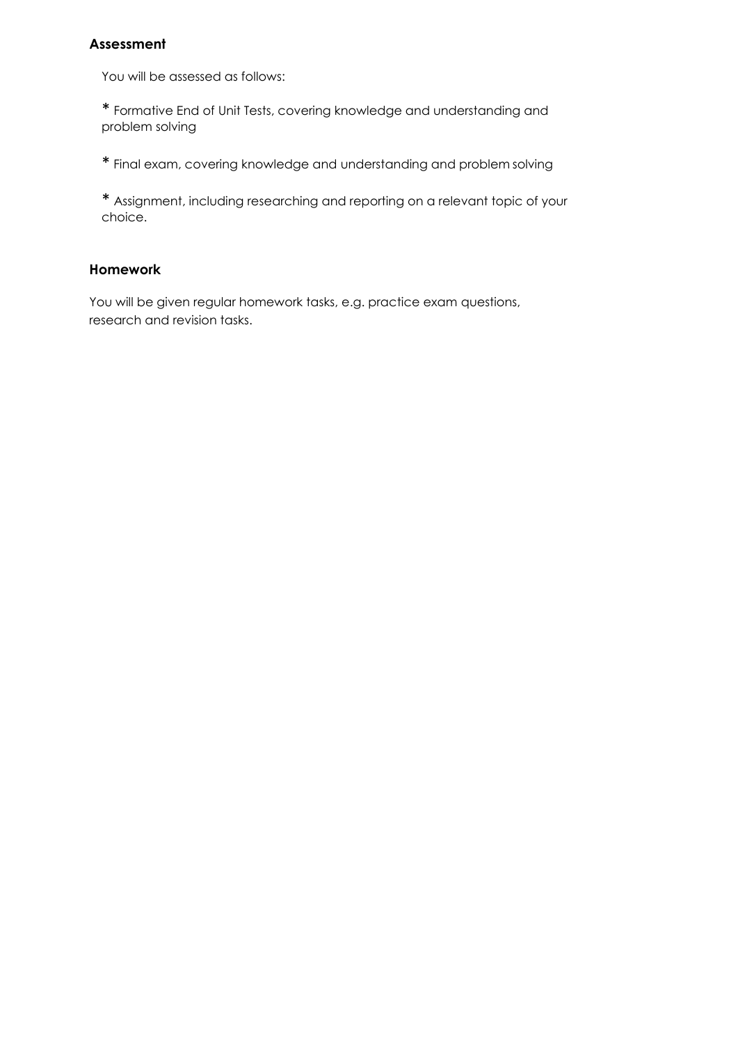### Assessment

You will be assessed as follows:

* Formative End of Unit Tests, covering knowledge and understanding and problem solving

* Final exam, covering knowledge and understanding and problem solving

* Assignment, including researching and reporting on a relevant topic of your choice.

### Homework

You will be given regular homework tasks, e.g. practice exam questions, research and revision tasks.